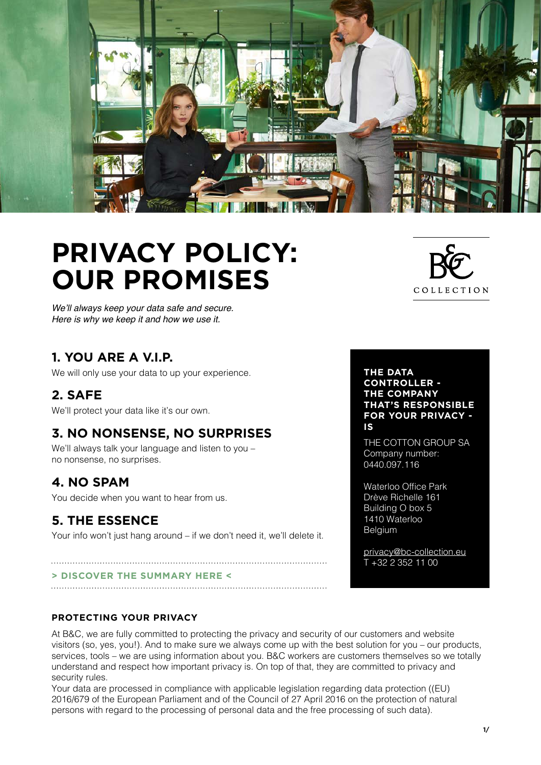# PRIVACY POLICY: OUR PROMISES

B&C COLLECTION

*We'll always keep your data safe and secure.*
*Here is why we keep it and how we use it.*

## 1. YOU ARE A V.I.P.

We will only use your data to up your experience.

## 2. SAFE

We'll protect your data like it's our own.

## 3. NO NONSENSE, NO SURPRISES

We'll always talk your language and listen to you – no nonsense, no surprises.

## 4. NO SPAM

You decide when you want to hear from us.

## 5. THE ESSENCE

Your info won't just hang around – if we don't need it, we'll delete it.

**> DISCOVER THE SUMMARY HERE <**

**THE DATA CONTROLLER - THE COMPANY THAT'S RESPONSIBLE FOR YOUR PRIVACY - IS**

THE COTTON GROUP SA
Company number:
0440.097.116

Waterloo Office Park
Drève Richelle 161
Building O box 5
1410 Waterloo
Belgium

privacy@bc-collection.eu
T +32 2 352 11 00

### PROTECTING YOUR PRIVACY

At B&C, we are fully committed to protecting the privacy and security of our customers and website visitors (so, yes, you!). And to make sure we always come up with the best solution for you – our products, services, tools – we are using information about you. B&C workers are customers themselves so we totally understand and respect how important privacy is. On top of that, they are committed to privacy and security rules.

Your data are processed in compliance with applicable legislation regarding data protection ((EU) 2016/679 of the European Parliament and of the Council of 27 April 2016 on the protection of natural persons with regard to the processing of personal data and the free processing of such data).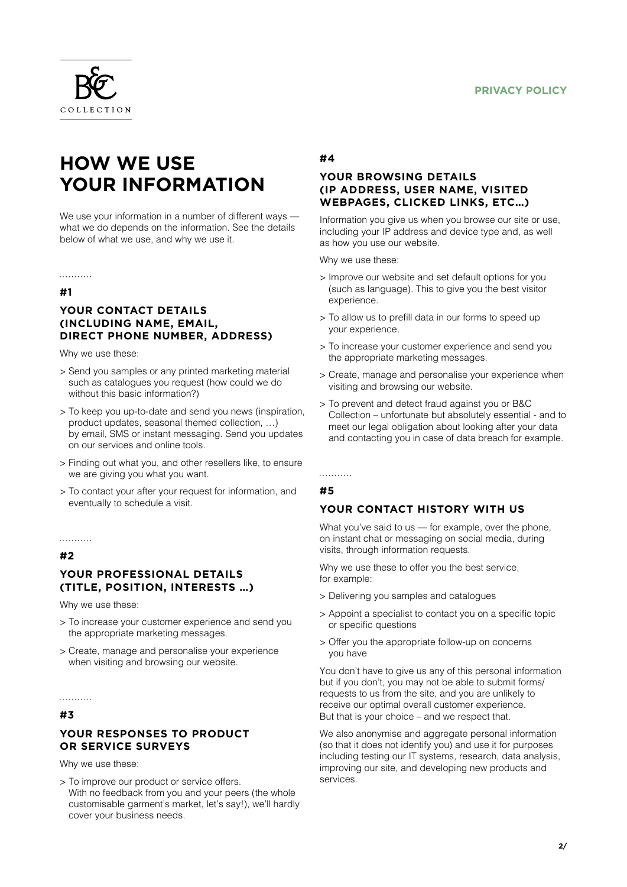# HOW WE USE YOUR INFORMATION

We use your information in a number of different ways — what we do depends on the information. See the details below of what we use, and why we use it.

...........

## #1

### YOUR CONTACT DETAILS (INCLUDING NAME, EMAIL, DIRECT PHONE NUMBER, ADDRESS)

Why we use these:

> Send you samples or any printed marketing material such as catalogues you request (how could we do without this basic information?)

> To keep you up-to-date and send you news (inspiration, product updates, seasonal themed collection, …) by email, SMS or instant messaging. Send you updates on our services and online tools.

> Finding out what you, and other resellers like, to ensure we are giving you what you want.

> To contact your after your request for information, and eventually to schedule a visit.

...........

## #2

### YOUR PROFESSIONAL DETAILS (TITLE, POSITION, INTERESTS …)

Why we use these:

> To increase your customer experience and send you the appropriate marketing messages.

> Create, manage and personalise your experience when visiting and browsing our website.

...........

## #3

### YOUR RESPONSES TO PRODUCT OR SERVICE SURVEYS

Why we use these:

> To improve our product or service offers. With no feedback from you and your peers (the whole customisable garment's market, let's say!), we'll hardly cover your business needs.

## #4

### YOUR BROWSING DETAILS (IP ADDRESS, USER NAME, VISITED WEBPAGES, CLICKED LINKS, ETC…)

Information you give us when you browse our site or use, including your IP address and device type and, as well as how you use our website.

Why we use these:

> Improve our website and set default options for you (such as language). This to give you the best visitor experience.

> To allow us to prefill data in our forms to speed up your experience.

> To increase your customer experience and send you the appropriate marketing messages.

> Create, manage and personalise your experience when visiting and browsing our website.

> To prevent and detect fraud against you or B&C Collection – unfortunate but absolutely essential - and to meet our legal obligation about looking after your data and contacting you in case of data breach for example.

...........

## #5

### YOUR CONTACT HISTORY WITH US

What you've said to us — for example, over the phone, on instant chat or messaging on social media, during visits, through information requests.

Why we use these to offer you the best service, for example:

> Delivering you samples and catalogues

> Appoint a specialist to contact you on a specific topic or specific questions

> Offer you the appropriate follow-up on concerns you have

You don't have to give us any of this personal information but if you don't, you may not be able to submit forms/ requests to us from the site, and you are unlikely to receive our optimal overall customer experience. But that is your choice – and we respect that.

We also anonymise and aggregate personal information (so that it does not identify you) and use it for purposes including testing our IT systems, research, data analysis, improving our site, and developing new products and services.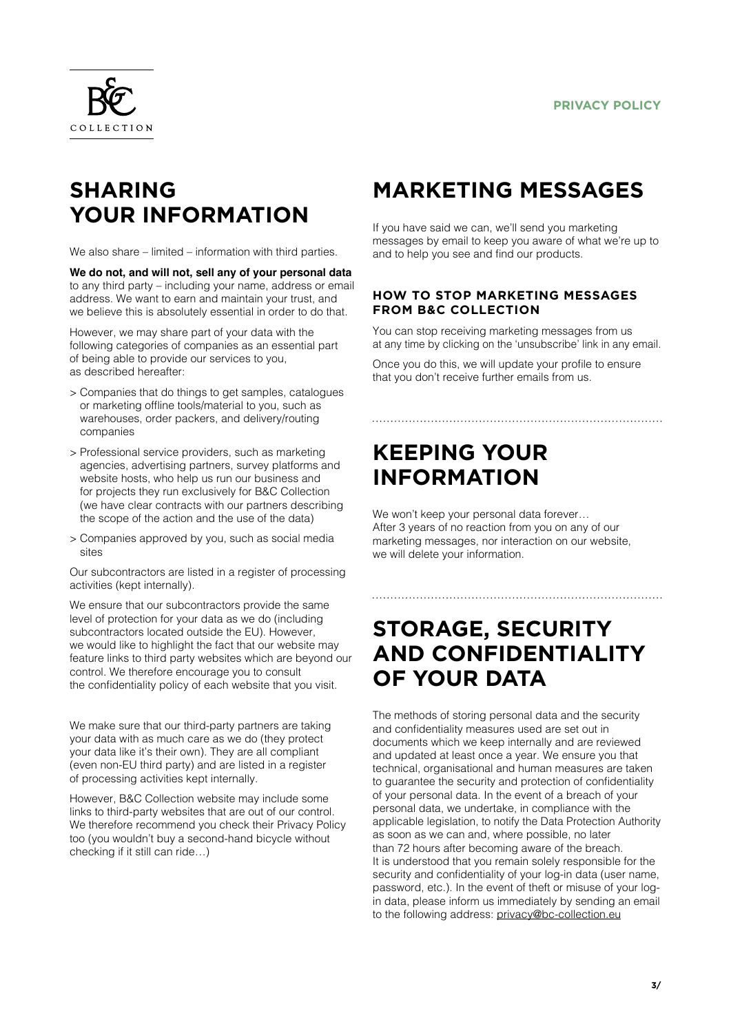## SHARING YOUR INFORMATION

We also share – limited – information with third parties.

**We do not, and will not, sell any of your personal data** to any third party – including your name, address or email address. We want to earn and maintain your trust, and we believe this is absolutely essential in order to do that.

However, we may share part of your data with the following categories of companies as an essential part of being able to provide our services to you, as described hereafter:

> Companies that do things to get samples, catalogues or marketing offline tools/material to you, such as warehouses, order packers, and delivery/routing companies

> Professional service providers, such as marketing agencies, advertising partners, survey platforms and website hosts, who help us run our business and for projects they run exclusively for B&C Collection (we have clear contracts with our partners describing the scope of the action and the use of the data)

> Companies approved by you, such as social media sites

Our subcontractors are listed in a register of processing activities (kept internally).

We ensure that our subcontractors provide the same level of protection for your data as we do (including subcontractors located outside the EU). However, we would like to highlight the fact that our website may feature links to third party websites which are beyond our control. We therefore encourage you to consult the confidentiality policy of each website that you visit.

We make sure that our third-party partners are taking your data with as much care as we do (they protect your data like it's their own). They are all compliant (even non-EU third party) and are listed in a register of processing activities kept internally.

However, B&C Collection website may include some links to third-party websites that are out of our control. We therefore recommend you check their Privacy Policy too (you wouldn't buy a second-hand bicycle without checking if it still can ride…)

## MARKETING MESSAGES

If you have said we can, we'll send you marketing messages by email to keep you aware of what we're up to and to help you see and find our products.

### HOW TO STOP MARKETING MESSAGES FROM B&C COLLECTION

You can stop receiving marketing messages from us at any time by clicking on the 'unsubscribe' link in any email.

Once you do this, we will update your profile to ensure that you don't receive further emails from us.

## KEEPING YOUR INFORMATION

We won't keep your personal data forever… After 3 years of no reaction from you on any of our marketing messages, nor interaction on our website, we will delete your information.

## STORAGE, SECURITY AND CONFIDENTIALITY OF YOUR DATA

The methods of storing personal data and the security and confidentiality measures used are set out in documents which we keep internally and are reviewed and updated at least once a year. We ensure you that technical, organisational and human measures are taken to guarantee the security and protection of confidentiality of your personal data. In the event of a breach of your personal data, we undertake, in compliance with the applicable legislation, to notify the Data Protection Authority as soon as we can and, where possible, no later than 72 hours after becoming aware of the breach. It is understood that you remain solely responsible for the security and confidentiality of your log-in data (user name, password, etc.). In the event of theft or misuse of your log-in data, please inform us immediately by sending an email to the following address: privacy@bc-collection.eu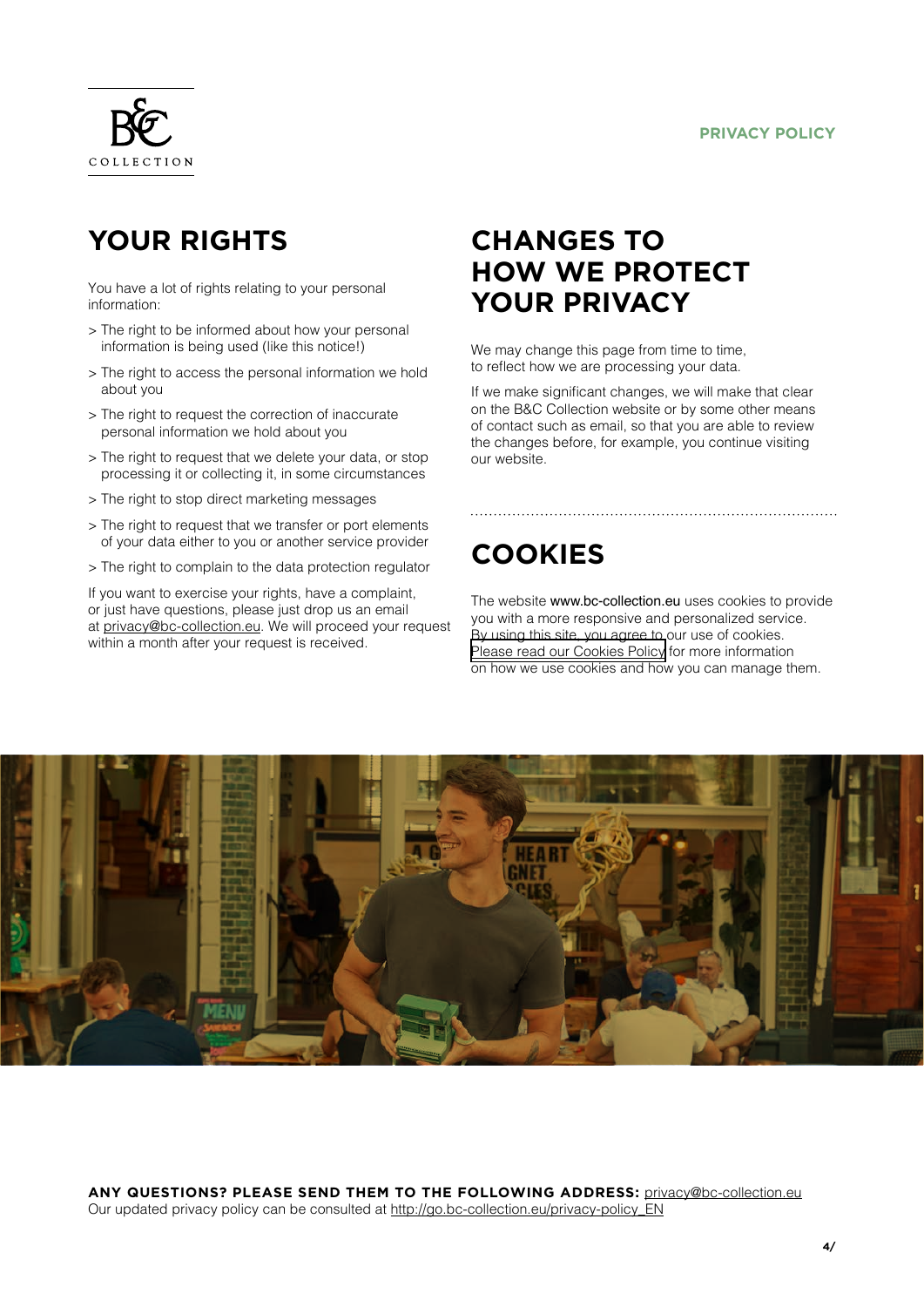## YOUR RIGHTS

You have a lot of rights relating to your personal information:

> The right to be informed about how your personal information is being used (like this notice!)

> The right to access the personal information we hold about you

> The right to request the correction of inaccurate personal information we hold about you

> The right to request that we delete your data, or stop processing it or collecting it, in some circumstances

> The right to stop direct marketing messages

> The right to request that we transfer or port elements of your data either to you or another service provider

> The right to complain to the data protection regulator

If you want to exercise your rights, have a complaint, or just have questions, please just drop us an email at privacy@bc-collection.eu. We will proceed your request within a month after your request is received.

## CHANGES TO HOW WE PROTECT YOUR PRIVACY

We may change this page from time to time, to reflect how we are processing your data.

If we make significant changes, we will make that clear on the B&C Collection website or by some other means of contact such as email, so that you are able to review the changes before, for example, you continue visiting our website.

## COOKIES

The website www.bc-collection.eu uses cookies to provide you with a more responsive and personalized service. By using this site, you agree to our use of cookies. Please read our Cookies Policy for more information on how we use cookies and how you can manage them.

**ANY QUESTIONS? PLEASE SEND THEM TO THE FOLLOWING ADDRESS:** privacy@bc-collection.eu
Our updated privacy policy can be consulted at http://go.bc-collection.eu/privacy-policy_EN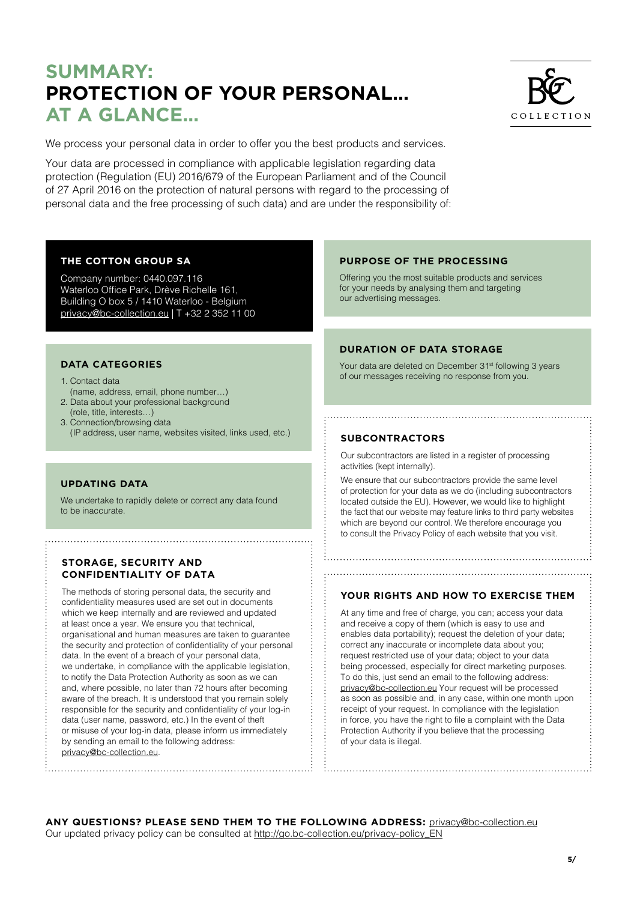# SUMMARY: PROTECTION OF YOUR PERSONAL... AT A GLANCE...

We process your personal data in order to offer you the best products and services.

Your data are processed in compliance with applicable legislation regarding data protection (Regulation (EU) 2016/679 of the European Parliament and of the Council of 27 April 2016 on the protection of natural persons with regard to the processing of personal data and the free processing of such data) and are under the responsibility of:

### THE COTTON GROUP SA

Company number: 0440.097.116
Waterloo Office Park, Drève Richelle 161,
Building O box 5 / 1410 Waterloo - Belgium
privacy@bc-collection.eu | T +32 2 352 11 00

### DATA CATEGORIES

1. Contact data
   (name, address, email, phone number…)
2. Data about your professional background
   (role, title, interests…)
3. Connection/browsing data
   (IP address, user name, websites visited, links used, etc.)

### UPDATING DATA

We undertake to rapidly delete or correct any data found to be inaccurate.

### STORAGE, SECURITY AND CONFIDENTIALITY OF DATA

The methods of storing personal data, the security and confidentiality measures used are set out in documents which we keep internally and are reviewed and updated at least once a year. We ensure you that technical, organisational and human measures are taken to guarantee the security and protection of confidentiality of your personal data. In the event of a breach of your personal data, we undertake, in compliance with the applicable legislation, to notify the Data Protection Authority as soon as we can and, where possible, no later than 72 hours after becoming aware of the breach. It is understood that you remain solely responsible for the security and confidentiality of your log-in data (user name, password, etc.) In the event of theft or misuse of your log-in data, please inform us immediately by sending an email to the following address: privacy@bc-collection.eu.

### PURPOSE OF THE PROCESSING

Offering you the most suitable products and services for your needs by analysing them and targeting our advertising messages.

### DURATION OF DATA STORAGE

Your data are deleted on December 31st following 3 years of our messages receiving no response from you.

### SUBCONTRACTORS

Our subcontractors are listed in a register of processing activities (kept internally).

We ensure that our subcontractors provide the same level of protection for your data as we do (including subcontractors located outside the EU). However, we would like to highlight the fact that our website may feature links to third party websites which are beyond our control. We therefore encourage you to consult the Privacy Policy of each website that you visit.

### YOUR RIGHTS AND HOW TO EXERCISE THEM

At any time and free of charge, you can; access your data and receive a copy of them (which is easy to use and enables data portability); request the deletion of your data; correct any inaccurate or incomplete data about you; request restricted use of your data; object to your data being processed, especially for direct marketing purposes. To do this, just send an email to the following address: privacy@bc-collection.eu Your request will be processed as soon as possible and, in any case, within one month upon receipt of your request. In compliance with the legislation in force, you have the right to file a complaint with the Data Protection Authority if you believe that the processing of your data is illegal.

**ANY QUESTIONS? PLEASE SEND THEM TO THE FOLLOWING ADDRESS:** privacy@bc-collection.eu
Our updated privacy policy can be consulted at http://go.bc-collection.eu/privacy-policy_EN